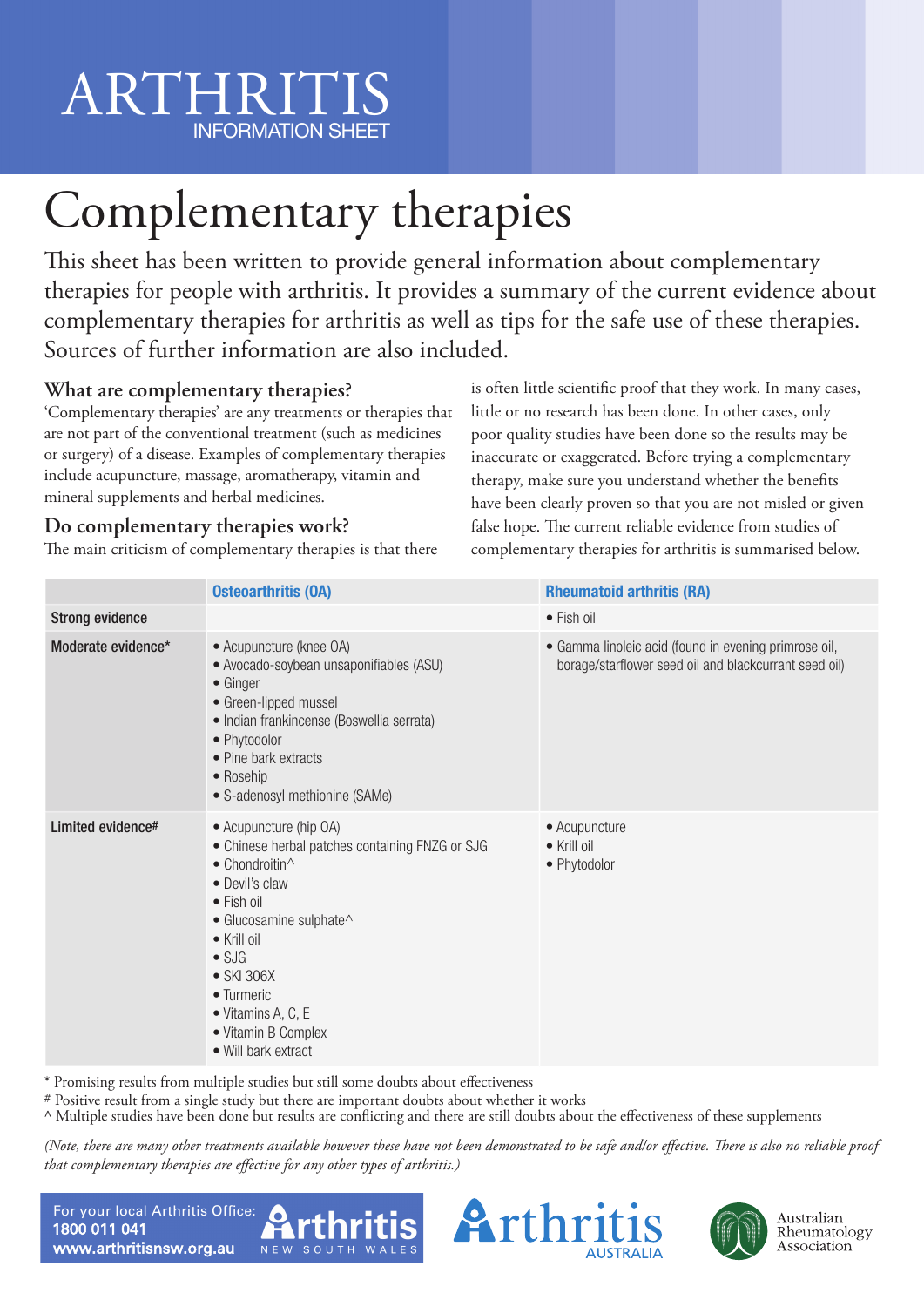# ARTHRITIS INFORMATION SHEET

# Complementary therapies

This sheet has been written to provide general information about complementary therapies for people with arthritis. It provides a summary of the current evidence about complementary therapies for arthritis as well as tips for the safe use of these therapies. Sources of further information are also included.

## What are complementary therapies?

'Complementary therapies' are any treatments or therapies that are not part of the conventional treatment (such as medicines or surgery) of a disease. Examples of complementary therapies include acupuncture, massage, aromatherapy, vitamin and mineral supplements and herbal medicines.

## Do complementary therapies work?

The main criticism of complementary therapies is that there is often little scientific proof that they work. In many cases, little or no research has been done. In other cases, only poor quality studies have been done so the results may be inaccurate or exaggerated. Before trying a complementary therapy, make sure you understand whether the benefits have been clearly proven so that you are not misled or given false hope. The current reliable evidence from studies of complementary therapies for arthritis is summarised below.

| | Osteoarthritis (OA) | Rheumatoid arthritis (RA) |
|---|---|---|
| Strong evidence | | • Fish oil |
| Moderate evidence* | • Acupuncture (knee OA)<br>• Avocado-soybean unsaponifiables (ASU)<br>• Ginger<br>• Green-lipped mussel<br>• Indian frankincense (Boswellia serrata)<br>• Phytodolor<br>• Pine bark extracts<br>• Rosehip<br>• S-adenosyl methionine (SAMe) | • Gamma linoleic acid (found in evening primrose oil, borage/starflower seed oil and blackcurrant seed oil) |
| Limited evidence# | • Acupuncture (hip OA)<br>• Chinese herbal patches containing FNZG or SJG<br>• Chondroitin^<br>• Devil's claw<br>• Fish oil<br>• Glucosamine sulphate^<br>• Krill oil<br>• SJG<br>• SKI 306X<br>• Turmeric<br>• Vitamins A, C, E<br>• Vitamin B Complex<br>• Will bark extract | • Acupuncture<br>• Krill oil<br>• Phytodolor |

\* Promising results from multiple studies but still some doubts about effectiveness

\# Positive result from a single study but there are important doubts about whether it works

^ Multiple studies have been done but results are conflicting and there are still doubts about the effectiveness of these supplements

*(Note, there are many other treatments available however these have not been demonstrated to be safe and/or effective. There is also no reliable proof that complementary therapies are effective for any other types of arthritis.)*

For your local Arthritis Office:
**1800 011 041**
**www.arthritisnsw.org.au**

Arthritis New South Wales | Arthritis Australia | Australian Rheumatology Association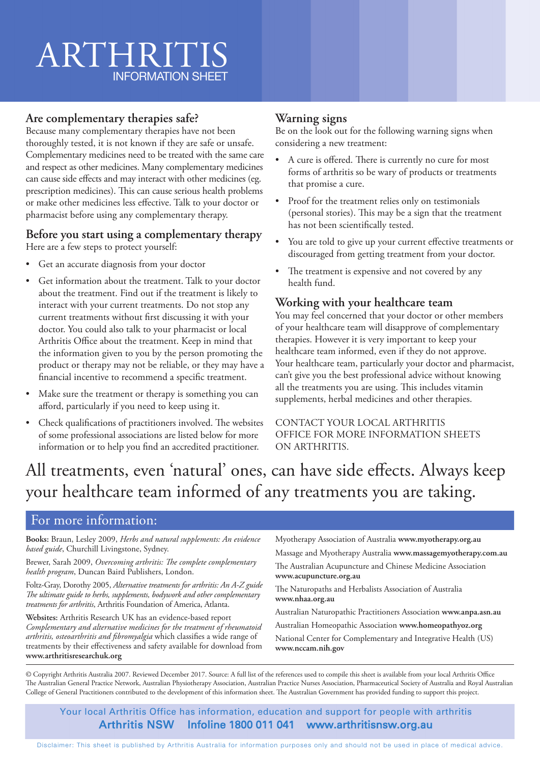# ARTHRITIS

INFORMATION SHEET

## Are complementary therapies safe?

Because many complementary therapies have not been thoroughly tested, it is not known if they are safe or unsafe. Complementary medicines need to be treated with the same care and respect as other medicines. Many complementary medicines can cause side effects and may interact with other medicines (eg. prescription medicines). This can cause serious health problems or make other medicines less effective. Talk to your doctor or pharmacist before using any complementary therapy.

## Before you start using a complementary therapy

Here are a few steps to protect yourself:

- Get an accurate diagnosis from your doctor
- Get information about the treatment. Talk to your doctor about the treatment. Find out if the treatment is likely to interact with your current treatments. Do not stop any current treatments without first discussing it with your doctor. You could also talk to your pharmacist or local Arthritis Office about the treatment. Keep in mind that the information given to you by the person promoting the product or therapy may not be reliable, or they may have a financial incentive to recommend a specific treatment.
- Make sure the treatment or therapy is something you can afford, particularly if you need to keep using it.
- Check qualifications of practitioners involved. The websites of some professional associations are listed below for more information or to help you find an accredited practitioner.

## Warning signs

Be on the look out for the following warning signs when considering a new treatment:

- A cure is offered. There is currently no cure for most forms of arthritis so be wary of products or treatments that promise a cure.
- Proof for the treatment relies only on testimonials (personal stories). This may be a sign that the treatment has not been scientifically tested.
- You are told to give up your current effective treatments or discouraged from getting treatment from your doctor.
- The treatment is expensive and not covered by any health fund.

## Working with your healthcare team

You may feel concerned that your doctor or other members of your healthcare team will disapprove of complementary therapies. However it is very important to keep your healthcare team informed, even if they do not approve. Your healthcare team, particularly your doctor and pharmacist, can't give you the best professional advice without knowing all the treatments you are using. This includes vitamin supplements, herbal medicines and other therapies.

CONTACT YOUR LOCAL ARTHRITIS OFFICE FOR MORE INFORMATION SHEETS ON ARTHRITIS.

All treatments, even 'natural' ones, can have side effects. Always keep your healthcare team informed of any treatments you are taking.

## For more information:

**Books:** Braun, Lesley 2009, *Herbs and natural supplements: An evidence based guide*, Churchill Livingstone, Sydney.

Brewer, Sarah 2009, *Overcoming arthritis: The complete complementary health program*, Duncan Baird Publishers, London.

Foltz-Gray, Dorothy 2005, *Alternative treatments for arthritis: An A-Z guide The ultimate guide to herbs, supplements, bodywork and other complementary treatments for arthritis*, Arthritis Foundation of America, Atlanta.

**Websites:** Arthritis Research UK has an evidence-based report *Complementary and alternative medicines for the treatment of rheumatoid arthritis, osteoarthritis and fibromyalgia* which classifies a wide range of treatments by their effectiveness and safety available for download from **www.arthritisresearchuk.org**

Myotherapy Association of Australia **www.myotherapy.org.au**

Massage and Myotherapy Australia **www.massagemyotherapy.com.au**

The Australian Acupuncture and Chinese Medicine Association **www.acupuncture.org.au**

The Naturopaths and Herbalists Association of Australia **www.nhaa.org.au**

Australian Naturopathic Practitioners Association **www.anpa.asn.au**

Australian Homeopathic Association **www.homeopathyoz.org**

National Center for Complementary and Integrative Health (US) **www.nccam.nih.gov**

© Copyright Arthritis Australia 2007. Reviewed December 2017. Source: A full list of the references used to compile this sheet is available from your local Arthritis Office The Australian General Practice Network, Australian Physiotherapy Association, Australian Practice Nurses Association, Pharmaceutical Society of Australia and Royal Australian College of General Practitioners contributed to the development of this information sheet. The Australian Government has provided funding to support this project.

Your local Arthritis Office has information, education and support for people with arthritis
**Arthritis NSW Infoline 1800 011 041 www.arthritisnsw.org.au**

Disclaimer: This sheet is published by Arthritis Australia for information purposes only and should not be used in place of medical advice.